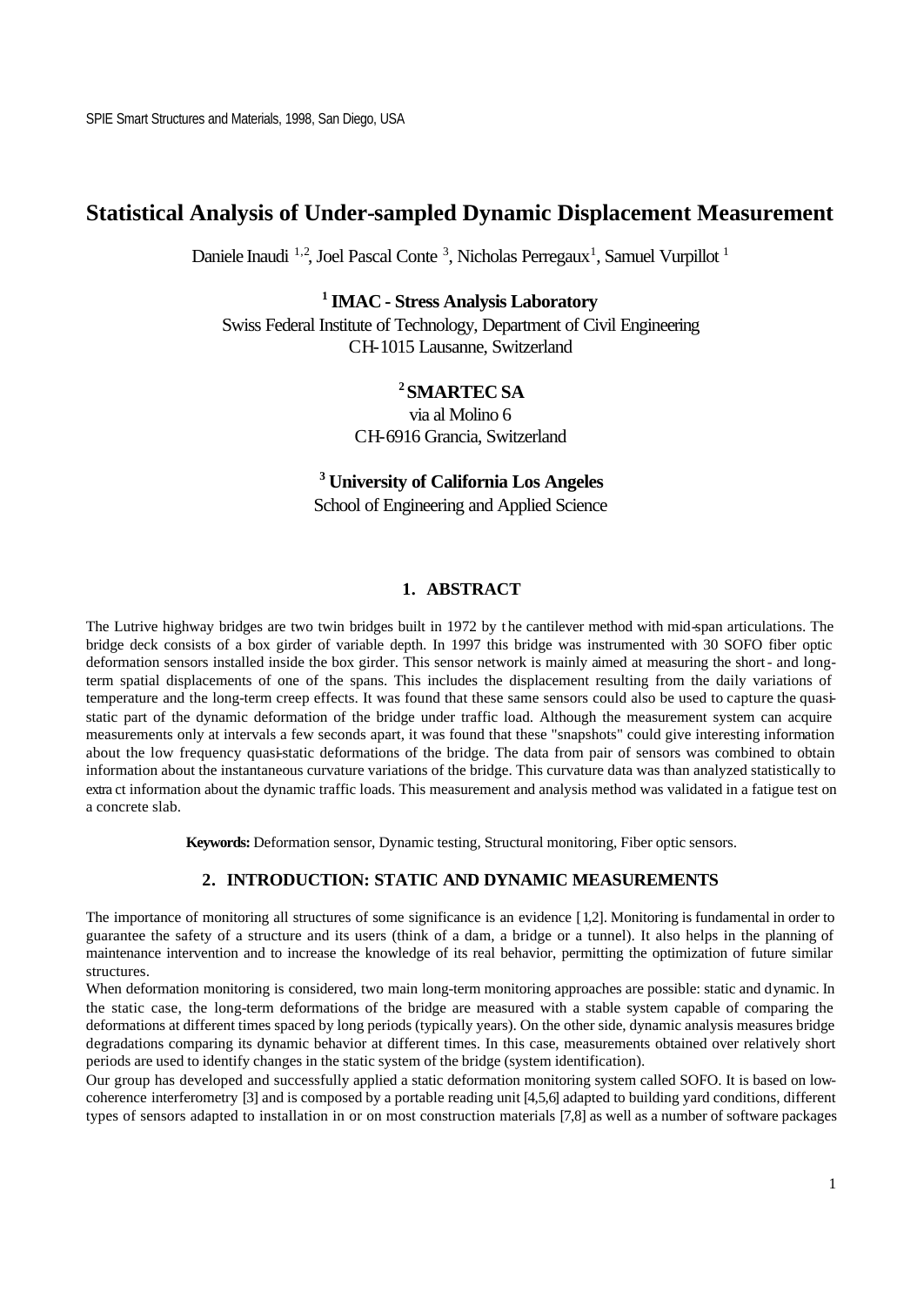# Statistical Analysis of Under-sampled Dynamic Displacement Measurement

Daniele Inaudi [1,2], Joel Pascal Conte [3], Nicholas Perregaux[1], Samuel Vurpillot [1]

**[1] IMAC - Stress Analysis Laboratory**
Swiss Federal Institute of Technology, Department of Civil Engineering
CH-1015 Lausanne, Switzerland

**[2] SMARTEC SA**
via al Molino 6
CH-6916 Grancia, Switzerland

**[3] University of California Los Angeles**
School of Engineering and Applied Science

## 1. ABSTRACT

The Lutrive highway bridges are two twin bridges built in 1972 by the cantilever method with mid-span articulations. The bridge deck consists of a box girder of variable depth. In 1997 this bridge was instrumented with 30 SOFO fiber optic deformation sensors installed inside the box girder. This sensor network is mainly aimed at measuring the short- and long-term spatial displacements of one of the spans. This includes the displacement resulting from the daily variations of temperature and the long-term creep effects. It was found that these same sensors could also be used to capture the quasi-static part of the dynamic deformation of the bridge under traffic load. Although the measurement system can acquire measurements only at intervals a few seconds apart, it was found that these "snapshots" could give interesting information about the low frequency quasi-static deformations of the bridge. The data from pair of sensors was combined to obtain information about the instantaneous curvature variations of the bridge. This curvature data was than analyzed statistically to extract information about the dynamic traffic loads. This measurement and analysis method was validated in a fatigue test on a concrete slab.

**Keywords:** Deformation sensor, Dynamic testing, Structural monitoring, Fiber optic sensors.

## 2. INTRODUCTION: STATIC AND DYNAMIC MEASUREMENTS

The importance of monitoring all structures of some significance is an evidence [1,2]. Monitoring is fundamental in order to guarantee the safety of a structure and its users (think of a dam, a bridge or a tunnel). It also helps in the planning of maintenance intervention and to increase the knowledge of its real behavior, permitting the optimization of future similar structures.

When deformation monitoring is considered, two main long-term monitoring approaches are possible: static and dynamic. In the static case, the long-term deformations of the bridge are measured with a stable system capable of comparing the deformations at different times spaced by long periods (typically years). On the other side, dynamic analysis measures bridge degradations comparing its dynamic behavior at different times. In this case, measurements obtained over relatively short periods are used to identify changes in the static system of the bridge (system identification).

Our group has developed and successfully applied a static deformation monitoring system called SOFO. It is based on low-coherence interferometry [3] and is composed by a portable reading unit [4,5,6] adapted to building yard conditions, different types of sensors adapted to installation in or on most construction materials [7,8] as well as a number of software packages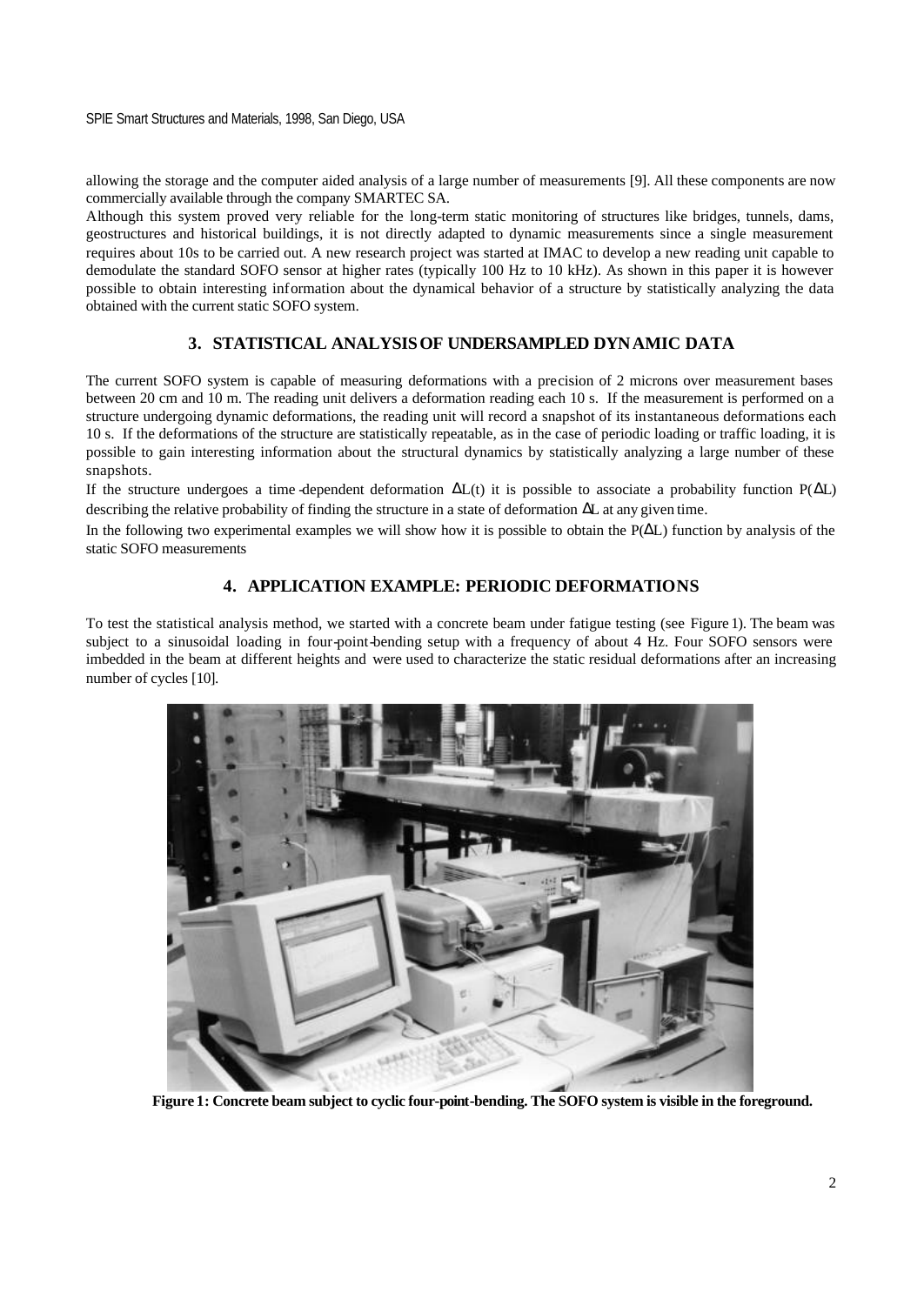allowing the storage and the computer aided analysis of a large number of measurements [9]. All these components are now commercially available through the company SMARTEC SA.

Although this system proved very reliable for the long-term static monitoring of structures like bridges, tunnels, dams, geostructures and historical buildings, it is not directly adapted to dynamic measurements since a single measurement requires about 10s to be carried out. A new research project was started at IMAC to develop a new reading unit capable to demodulate the standard SOFO sensor at higher rates (typically 100 Hz to 10 kHz). As shown in this paper it is however possible to obtain interesting information about the dynamical behavior of a structure by statistically analyzing the data obtained with the current static SOFO system.

## 3. STATISTICAL ANALYSIS OF UNDERSAMPLED DYNAMIC DATA

The current SOFO system is capable of measuring deformations with a precision of 2 microns over measurement bases between 20 cm and 10 m. The reading unit delivers a deformation reading each 10 s. If the measurement is performed on a structure undergoing dynamic deformations, the reading unit will record a snapshot of its instantaneous deformations each 10 s. If the deformations of the structure are statistically repeatable, as in the case of periodic loading or traffic loading, it is possible to gain interesting information about the structural dynamics by statistically analyzing a large number of these snapshots.

If the structure undergoes a time-dependent deformation $\Delta L(t)$ it is possible to associate a probability function $P(\Delta L)$ describing the relative probability of finding the structure in a state of deformation $\Delta L$ at any given time.

In the following two experimental examples we will show how it is possible to obtain the $P(\Delta L)$ function by analysis of the static SOFO measurements

## 4. APPLICATION EXAMPLE: PERIODIC DEFORMATIONS

To test the statistical analysis method, we started with a concrete beam under fatigue testing (see Figure 1). The beam was subject to a sinusoidal loading in four-point-bending setup with a frequency of about 4 Hz. Four SOFO sensors were imbedded in the beam at different heights and were used to characterize the static residual deformations after an increasing number of cycles [10].

**Figure 1: Concrete beam subject to cyclic four-point-bending. The SOFO system is visible in the foreground.**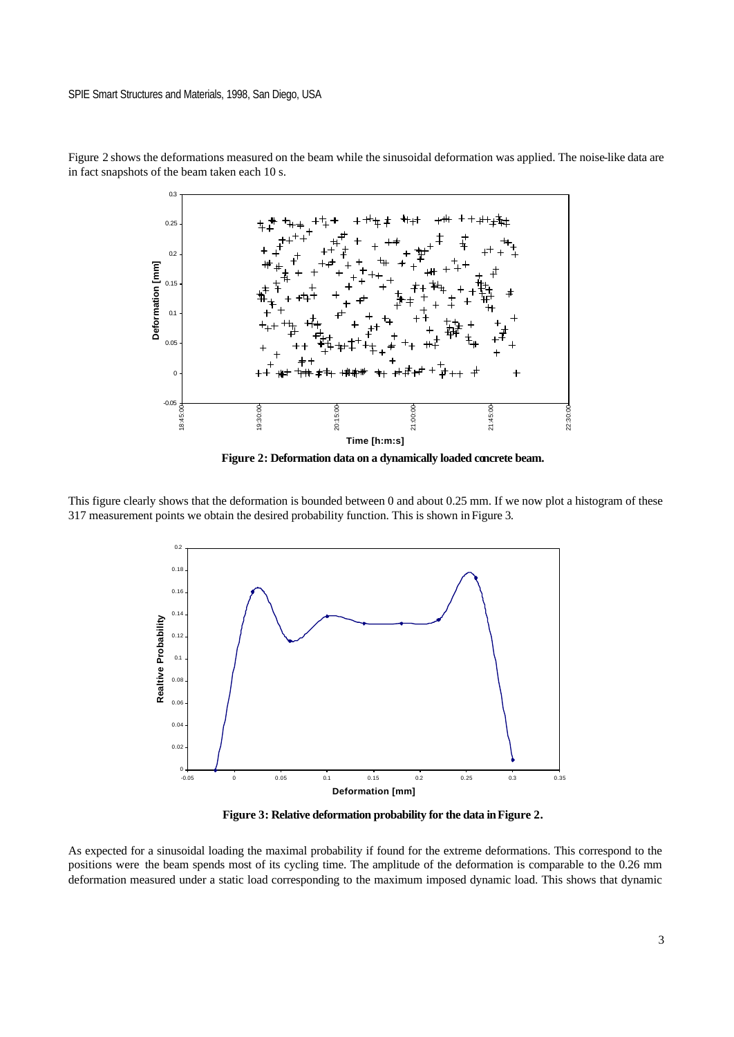Figure 2 shows the deformations measured on the beam while the sinusoidal deformation was applied. The noise-like data are in fact snapshots of the beam taken each 10 s.

**Figure 2: Deformation data on a dynamically loaded concrete beam.**

This figure clearly shows that the deformation is bounded between 0 and about 0.25 mm. If we now plot a histogram of these 317 measurement points we obtain the desired probability function. This is shown in Figure 3.

**Figure 3: Relative deformation probability for the data in Figure 2.**

As expected for a sinusoidal loading the maximal probability if found for the extreme deformations. This correspond to the positions were the beam spends most of its cycling time. The amplitude of the deformation is comparable to the 0.26 mm deformation measured under a static load corresponding to the maximum imposed dynamic load. This shows that dynamic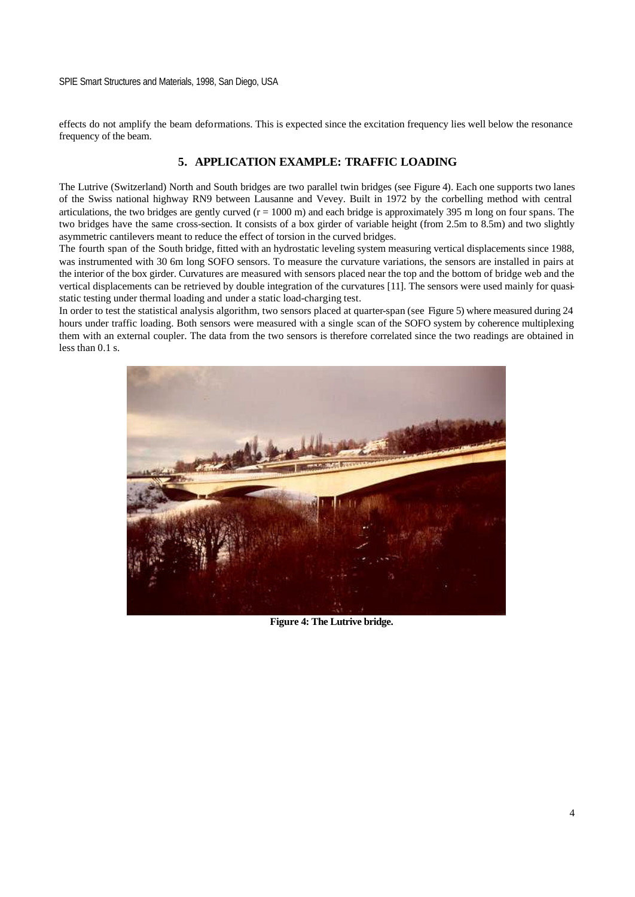effects do not amplify the beam deformations. This is expected since the excitation frequency lies well below the resonance frequency of the beam.

## 5. APPLICATION EXAMPLE: TRAFFIC LOADING

The Lutrive (Switzerland) North and South bridges are two parallel twin bridges (see Figure 4). Each one supports two lanes of the Swiss national highway RN9 between Lausanne and Vevey. Built in 1972 by the corbelling method with central articulations, the two bridges are gently curved (r = 1000 m) and each bridge is approximately 395 m long on four spans. The two bridges have the same cross-section. It consists of a box girder of variable height (from 2.5m to 8.5m) and two slightly asymmetric cantilevers meant to reduce the effect of torsion in the curved bridges.

The fourth span of the South bridge, fitted with an hydrostatic leveling system measuring vertical displacements since 1988, was instrumented with 30 6m long SOFO sensors. To measure the curvature variations, the sensors are installed in pairs at the interior of the box girder. Curvatures are measured with sensors placed near the top and the bottom of bridge web and the vertical displacements can be retrieved by double integration of the curvatures [11]. The sensors were used mainly for quasi-static testing under thermal loading and under a static load-charging test.

In order to test the statistical analysis algorithm, two sensors placed at quarter-span (see Figure 5) where measured during 24 hours under traffic loading. Both sensors were measured with a single scan of the SOFO system by coherence multiplexing them with an external coupler. The data from the two sensors is therefore correlated since the two readings are obtained in less than 0.1 s.

**Figure 4: The Lutrive bridge.**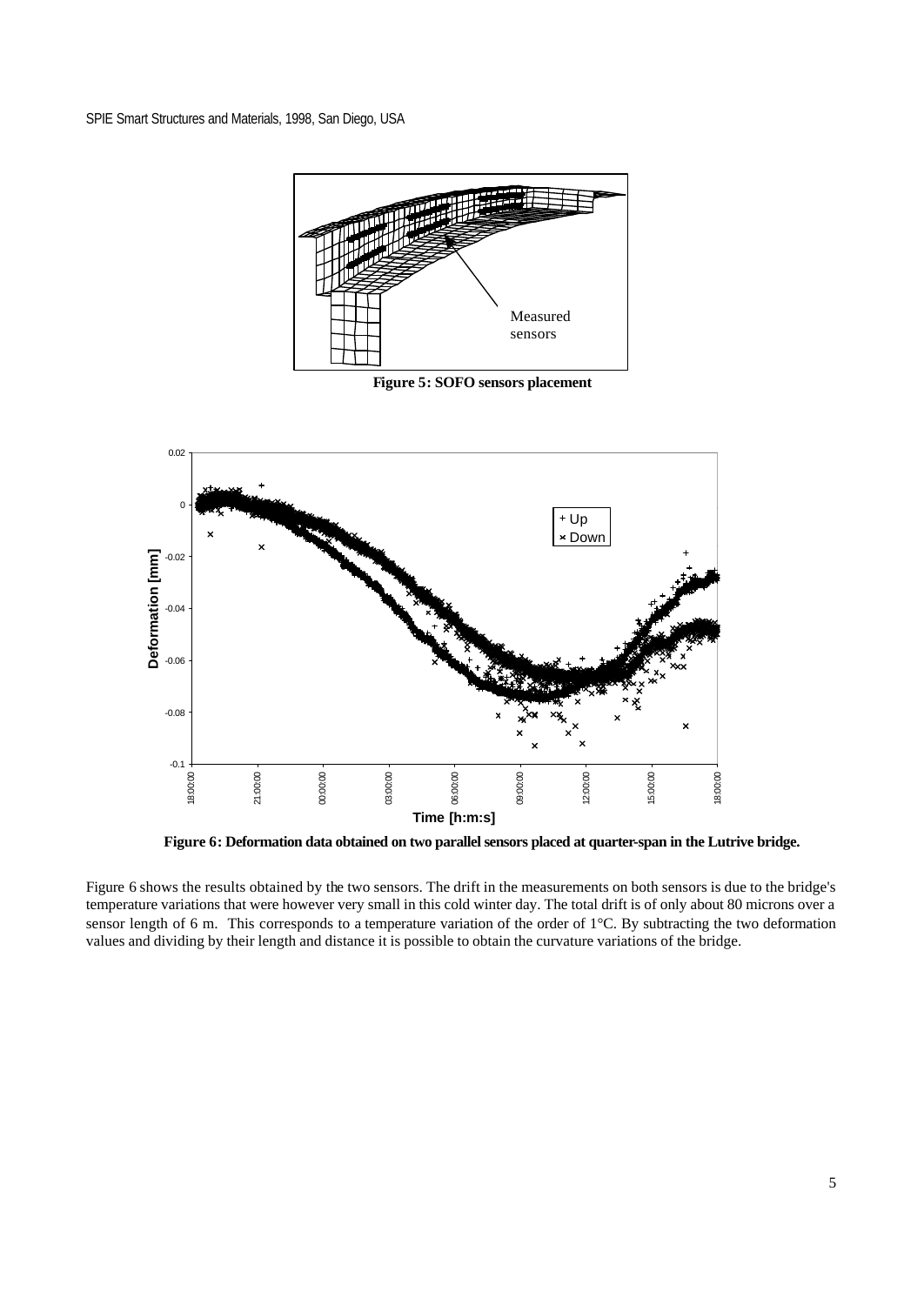**Figure 5: SOFO sensors placement**

**Figure 6: Deformation data obtained on two parallel sensors placed at quarter-span in the Lutrive bridge.**

Figure 6 shows the results obtained by the two sensors. The drift in the measurements on both sensors is due to the bridge's temperature variations that were however very small in this cold winter day. The total drift is of only about 80 microns over a sensor length of 6 m. This corresponds to a temperature variation of the order of 1°C. By subtracting the two deformation values and dividing by their length and distance it is possible to obtain the curvature variations of the bridge.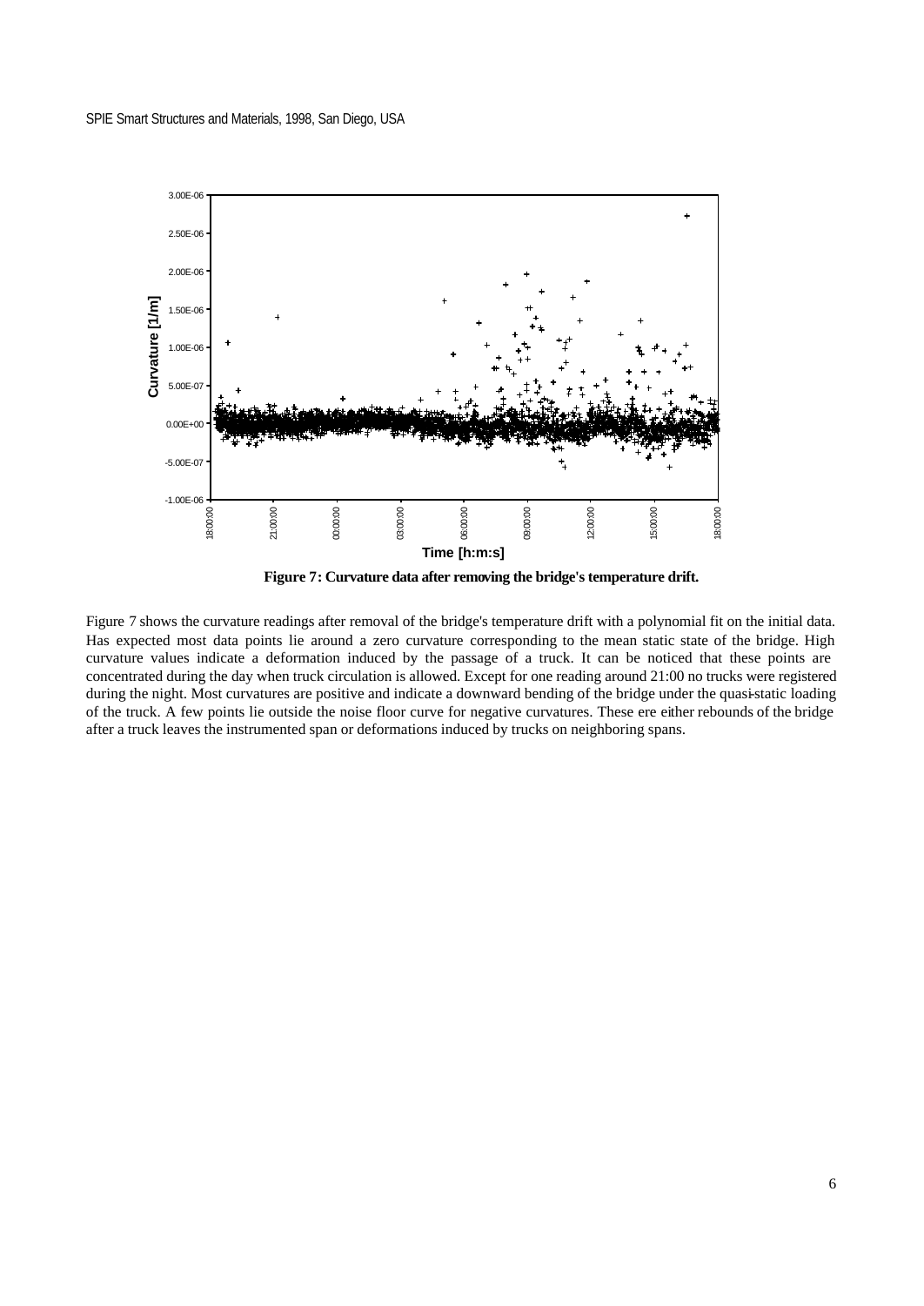**Figure 7: Curvature data after removing the bridge's temperature drift.**

Figure 7 shows the curvature readings after removal of the bridge's temperature drift with a polynomial fit on the initial data. Has expected most data points lie around a zero curvature corresponding to the mean static state of the bridge. High curvature values indicate a deformation induced by the passage of a truck. It can be noticed that these points are concentrated during the day when truck circulation is allowed. Except for one reading around 21:00 no trucks were registered during the night. Most curvatures are positive and indicate a downward bending of the bridge under the quasi-static loading of the truck. A few points lie outside the noise floor curve for negative curvatures. These ere either rebounds of the bridge after a truck leaves the instrumented span or deformations induced by trucks on neighboring spans.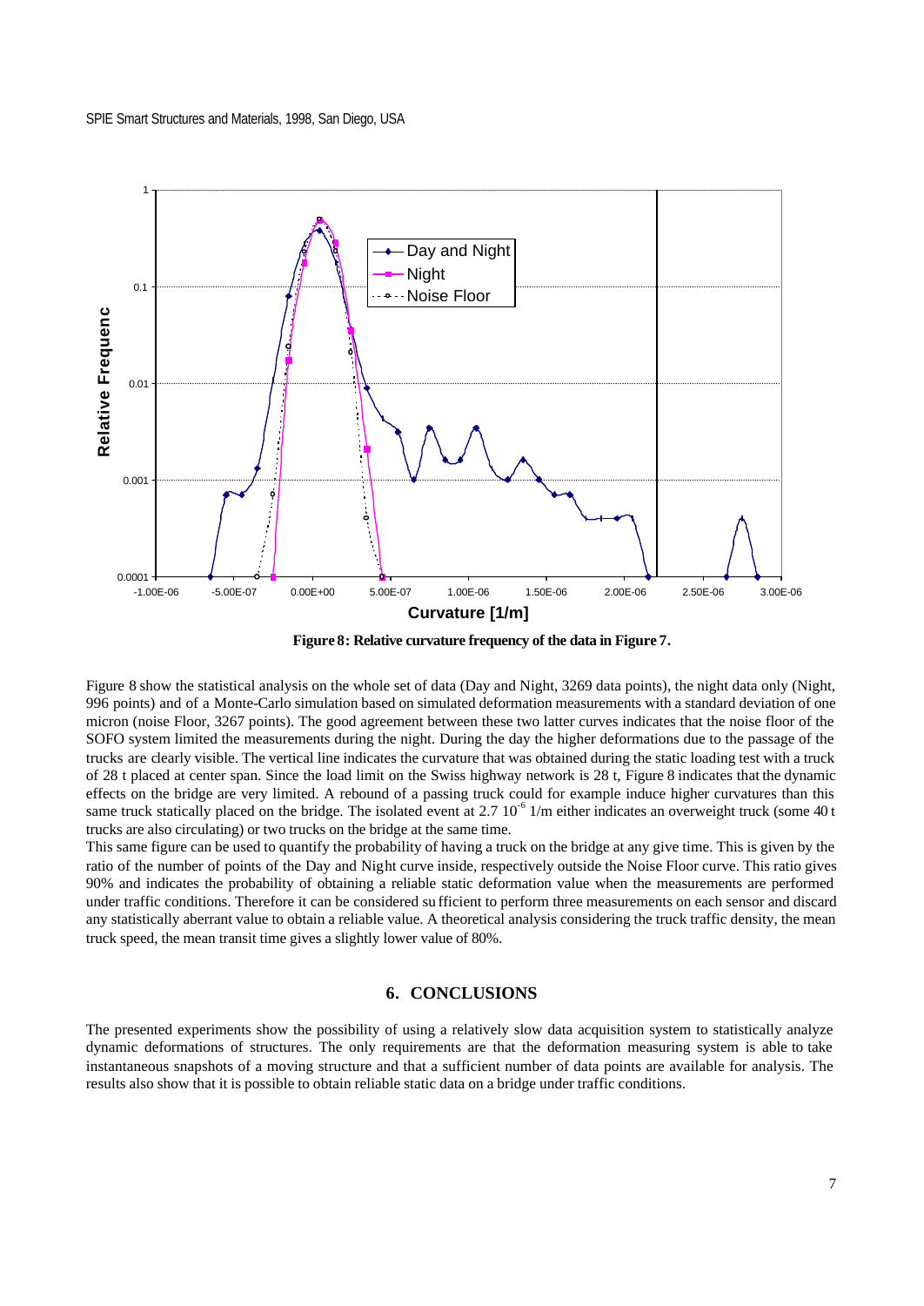**Figure 8: Relative curvature frequency of the data in Figure 7.**

Figure 8 show the statistical analysis on the whole set of data (Day and Night, 3269 data points), the night data only (Night, 996 points) and of a Monte-Carlo simulation based on simulated deformation measurements with a standard deviation of one micron (noise Floor, 3267 points). The good agreement between these two latter curves indicates that the noise floor of the SOFO system limited the measurements during the night. During the day the higher deformations due to the passage of the trucks are clearly visible. The vertical line indicates the curvature that was obtained during the static loading test with a truck of 28 t placed at center span. Since the load limit on the Swiss highway network is 28 t, Figure 8 indicates that the dynamic effects on the bridge are very limited. A rebound of a passing truck could for example induce higher curvatures than this same truck statically placed on the bridge. The isolated event at $2.7\ 10^{-6}$ 1/m either indicates an overweight truck (some 40 t trucks are also circulating) or two trucks on the bridge at the same time.

This same figure can be used to quantify the probability of having a truck on the bridge at any give time. This is given by the ratio of the number of points of the Day and Night curve inside, respectively outside the Noise Floor curve. This ratio gives 90% and indicates the probability of obtaining a reliable static deformation value when the measurements are performed under traffic conditions. Therefore it can be considered sufficient to perform three measurements on each sensor and discard any statistically aberrant value to obtain a reliable value. A theoretical analysis considering the truck traffic density, the mean truck speed, the mean transit time gives a slightly lower value of 80%.

## 6. CONCLUSIONS

The presented experiments show the possibility of using a relatively slow data acquisition system to statistically analyze dynamic deformations of structures. The only requirements are that the deformation measuring system is able to take instantaneous snapshots of a moving structure and that a sufficient number of data points are available for analysis. The results also show that it is possible to obtain reliable static data on a bridge under traffic conditions.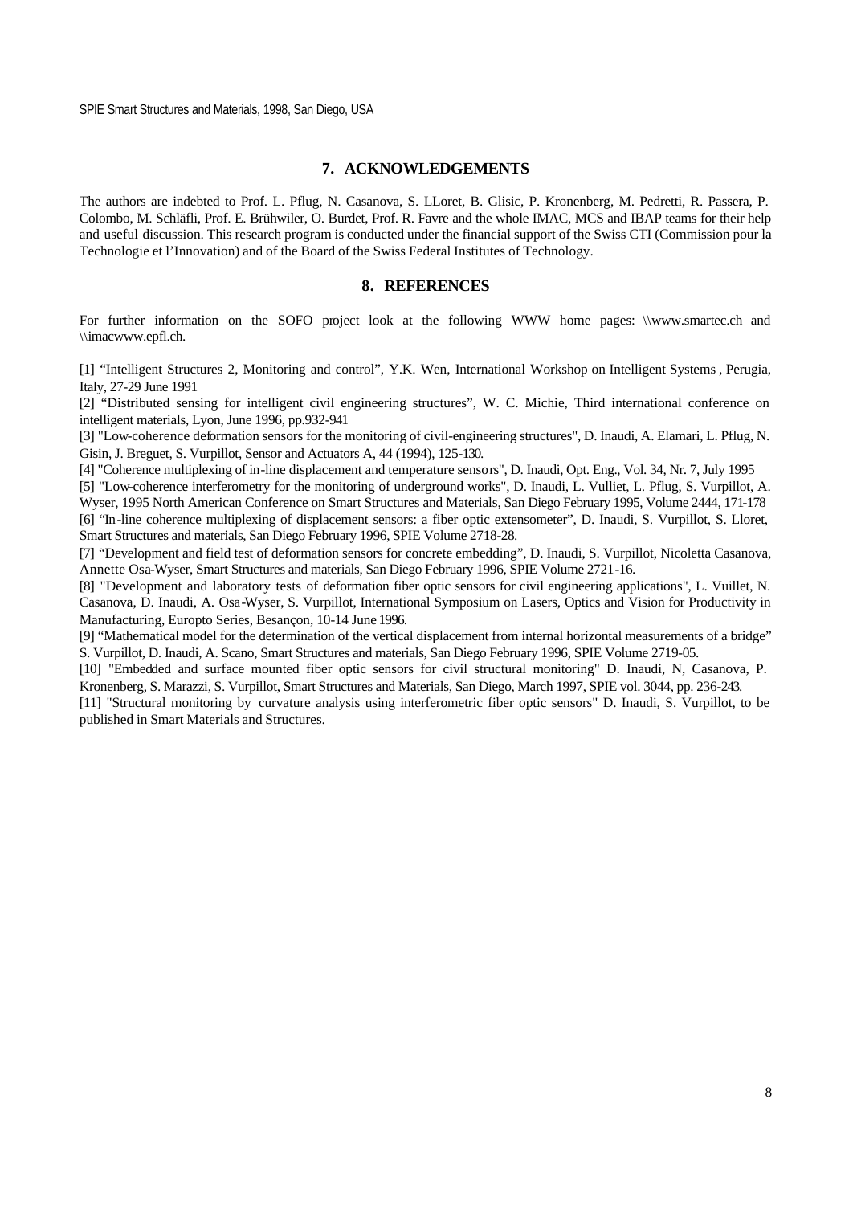## 7. ACKNOWLEDGEMENTS

The authors are indebted to Prof. L. Pflug, N. Casanova, S. LLoret, B. Glisic, P. Kronenberg, M. Pedretti, R. Passera, P. Colombo, M. Schläfli, Prof. E. Brühwiler, O. Burdet, Prof. R. Favre and the whole IMAC, MCS and IBAP teams for their help and useful discussion. This research program is conducted under the financial support of the Swiss CTI (Commission pour la Technologie et l'Innovation) and of the Board of the Swiss Federal Institutes of Technology.

## 8. REFERENCES

For further information on the SOFO project look at the following WWW home pages: \\www.smartec.ch and \\imacwww.epfl.ch.

[1] "Intelligent Structures 2, Monitoring and control", Y.K. Wen, International Workshop on Intelligent Systems , Perugia, Italy, 27-29 June 1991

[2] "Distributed sensing for intelligent civil engineering structures", W. C. Michie, Third international conference on intelligent materials, Lyon, June 1996, pp.932-941

[3] "Low-coherence deformation sensors for the monitoring of civil-engineering structures", D. Inaudi, A. Elamari, L. Pflug, N. Gisin, J. Breguet, S. Vurpillot, Sensor and Actuators A, 44 (1994), 125-130.

[4] "Coherence multiplexing of in-line displacement and temperature sensors", D. Inaudi, Opt. Eng., Vol. 34, Nr. 7, July 1995

[5] "Low-coherence interferometry for the monitoring of underground works", D. Inaudi, L. Vulliet, L. Pflug, S. Vurpillot, A. Wyser, 1995 North American Conference on Smart Structures and Materials, San Diego February 1995, Volume 2444, 171-178

[6] "In-line coherence multiplexing of displacement sensors: a fiber optic extensometer", D. Inaudi, S. Vurpillot, S. Lloret, Smart Structures and materials, San Diego February 1996, SPIE Volume 2718-28.

[7] "Development and field test of deformation sensors for concrete embedding", D. Inaudi, S. Vurpillot, Nicoletta Casanova, Annette Osa-Wyser, Smart Structures and materials, San Diego February 1996, SPIE Volume 2721-16.

[8] "Development and laboratory tests of deformation fiber optic sensors for civil engineering applications", L. Vuillet, N. Casanova, D. Inaudi, A. Osa-Wyser, S. Vurpillot, International Symposium on Lasers, Optics and Vision for Productivity in Manufacturing, Europto Series, Besançon, 10-14 June 1996.

[9] "Mathematical model for the determination of the vertical displacement from internal horizontal measurements of a bridge" S. Vurpillot, D. Inaudi, A. Scano, Smart Structures and materials, San Diego February 1996, SPIE Volume 2719-05.

[10] "Embedded and surface mounted fiber optic sensors for civil structural monitoring" D. Inaudi, N, Casanova, P. Kronenberg, S. Marazzi, S. Vurpillot, Smart Structures and Materials, San Diego, March 1997, SPIE vol. 3044, pp. 236-243.

[11] "Structural monitoring by curvature analysis using interferometric fiber optic sensors" D. Inaudi, S. Vurpillot, to be published in Smart Materials and Structures.